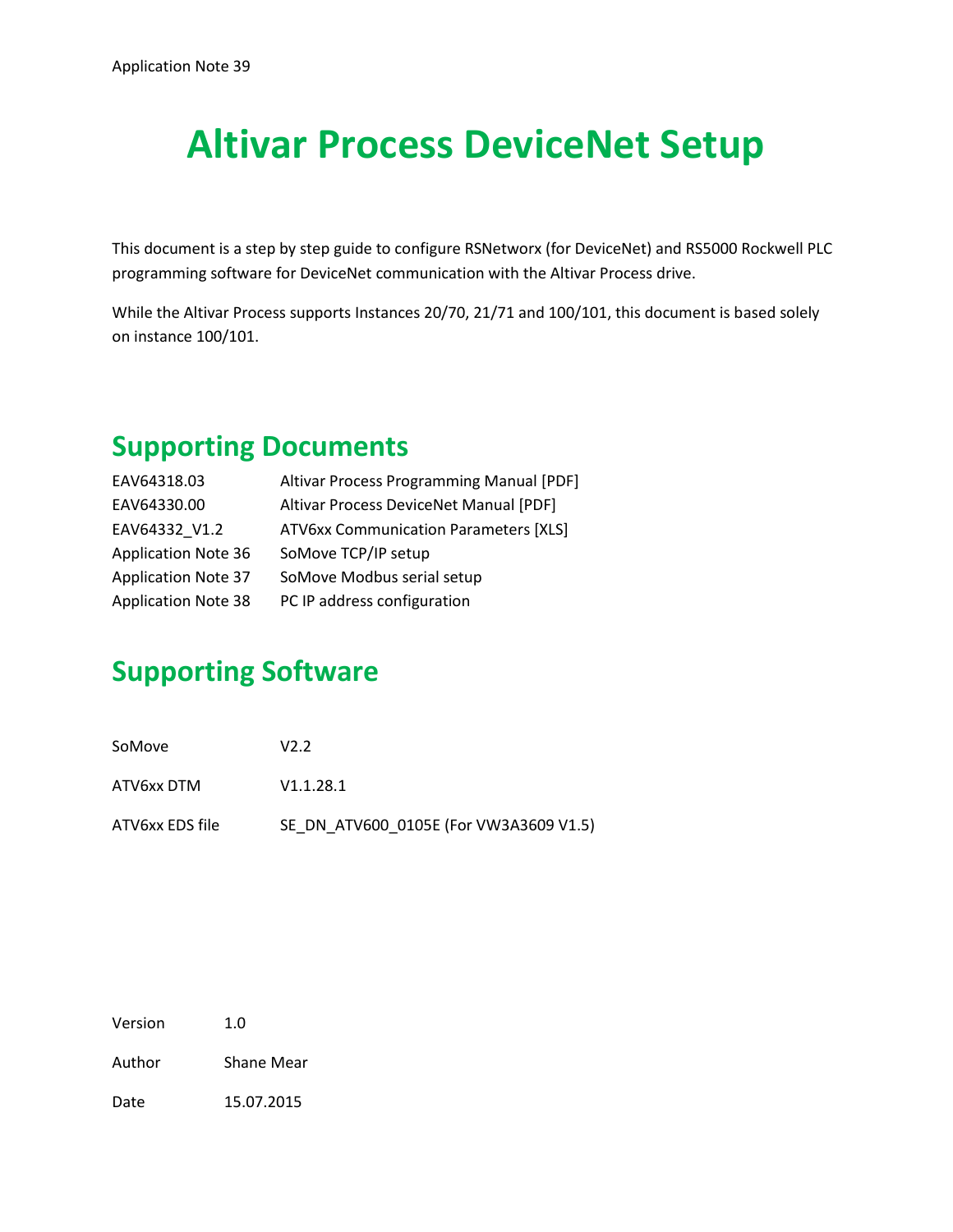Application Note 39

# Altivar Process DeviceNet Setup

This document is a step by step guide to configure RSNetworx (for DeviceNet) and RS5000 Rockwell PLC programming software for DeviceNet communication with the Altivar Process drive.

While the Altivar Process supports Instances 20/70, 21/71 and 100/101, this document is based solely on instance 100/101.

## Supporting Documents

| | |
|---|---|
| EAV64318.03 | Altivar Process Programming Manual [PDF] |
| EAV64330.00 | Altivar Process DeviceNet Manual [PDF] |
| EAV64332_V1.2 | ATV6xx Communication Parameters [XLS] |
| Application Note 36 | SoMove TCP/IP setup |
| Application Note 37 | SoMove Modbus serial setup |
| Application Note 38 | PC IP address configuration |

## Supporting Software

| | |
|---|---|
| SoMove | V2.2 |
| ATV6xx DTM | V1.1.28.1 |
| ATV6xx EDS file | SE_DN_ATV600_0105E (For VW3A3609 V1.5) |

| | |
|---|---|
| Version | 1.0 |
| Author | Shane Mear |
| Date | 15.07.2015 |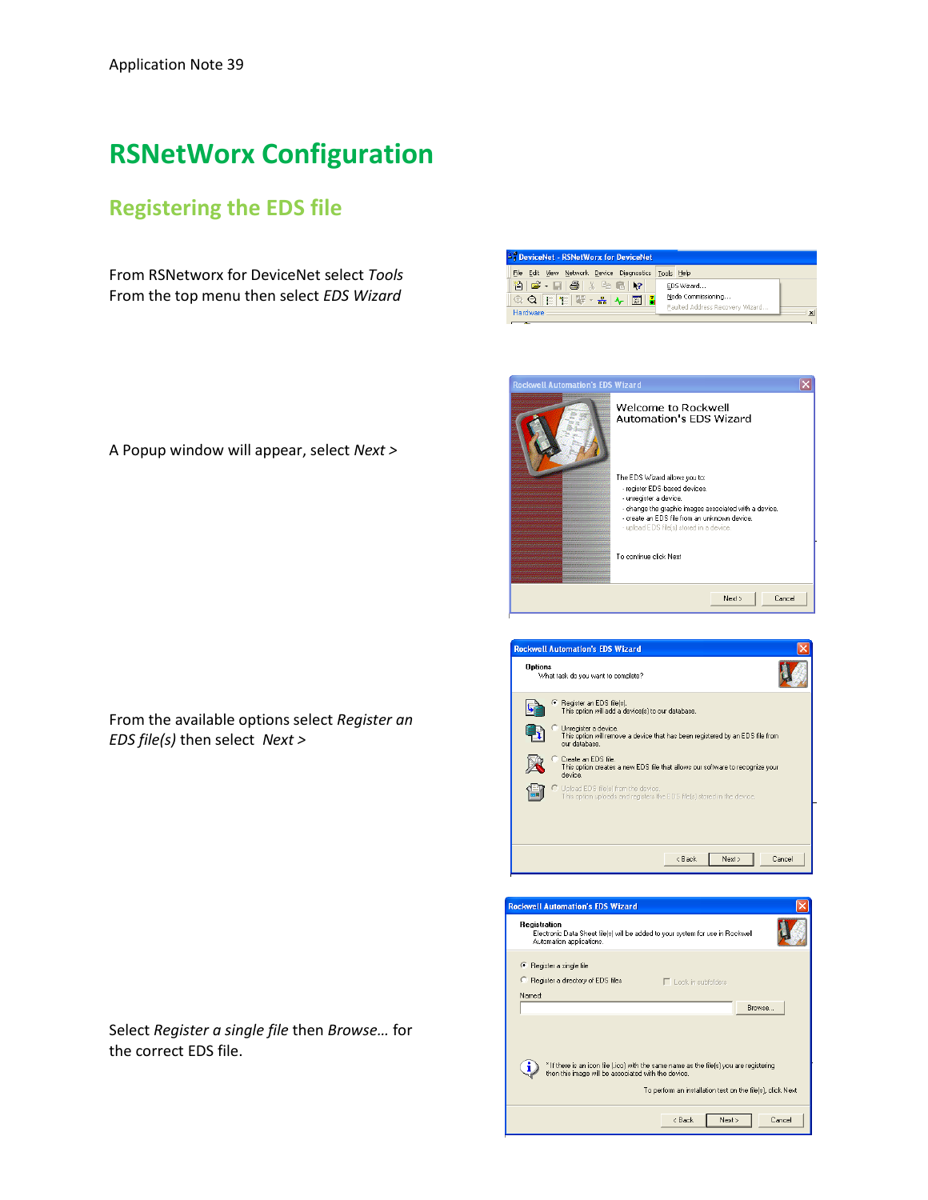# RSNetWorx Configuration

## Registering the EDS file

From RSNetworx for DeviceNet select *Tools* From the top menu then select *EDS Wizard*

A Popup window will appear, select *Next >*

From the available options select *Register an EDS file(s)* then select *Next >*

Select *Register a single file* then *Browse…* for the correct EDS file.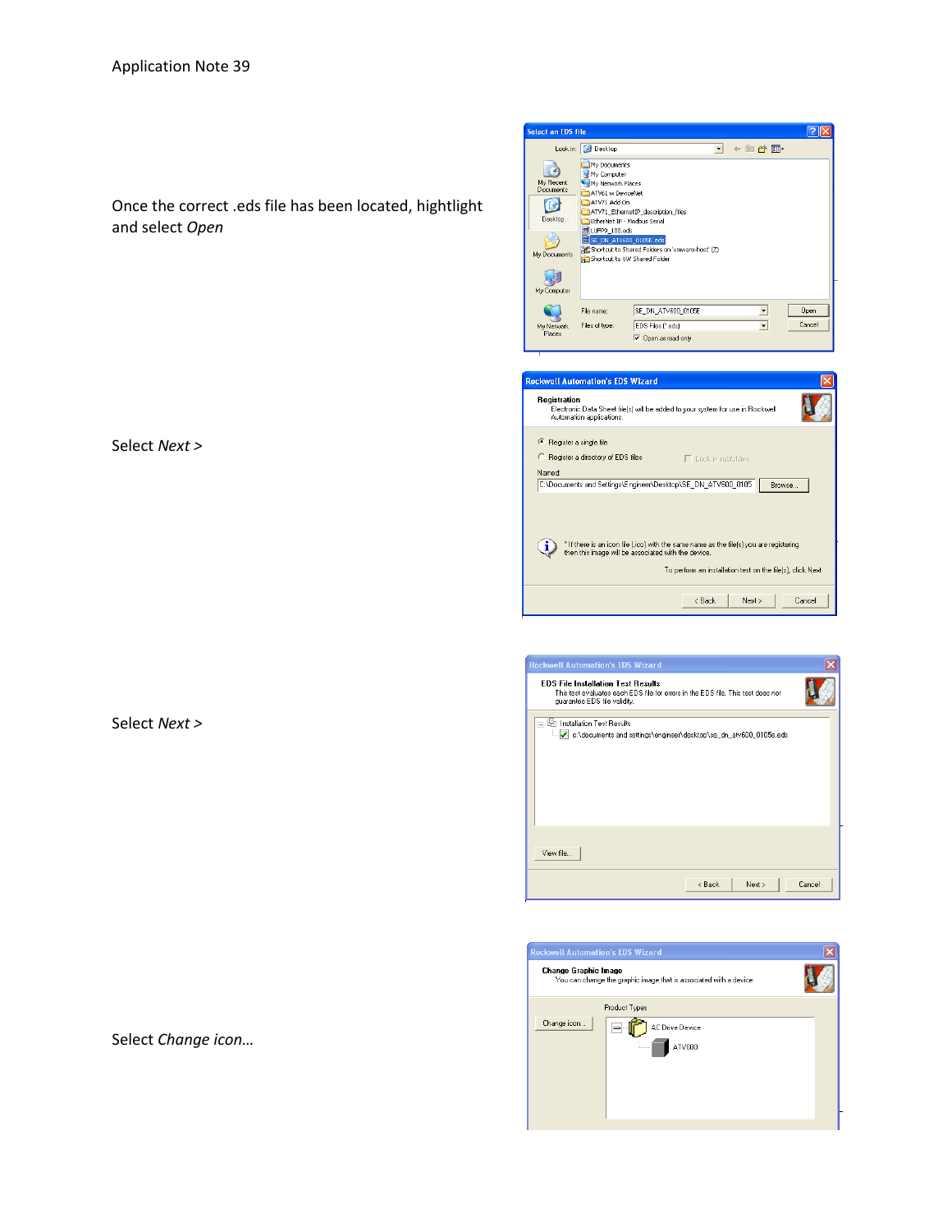Once the correct .eds file has been located, hightlight and select *Open*

Select *Next >*

Select *Next >*

Select *Change icon…*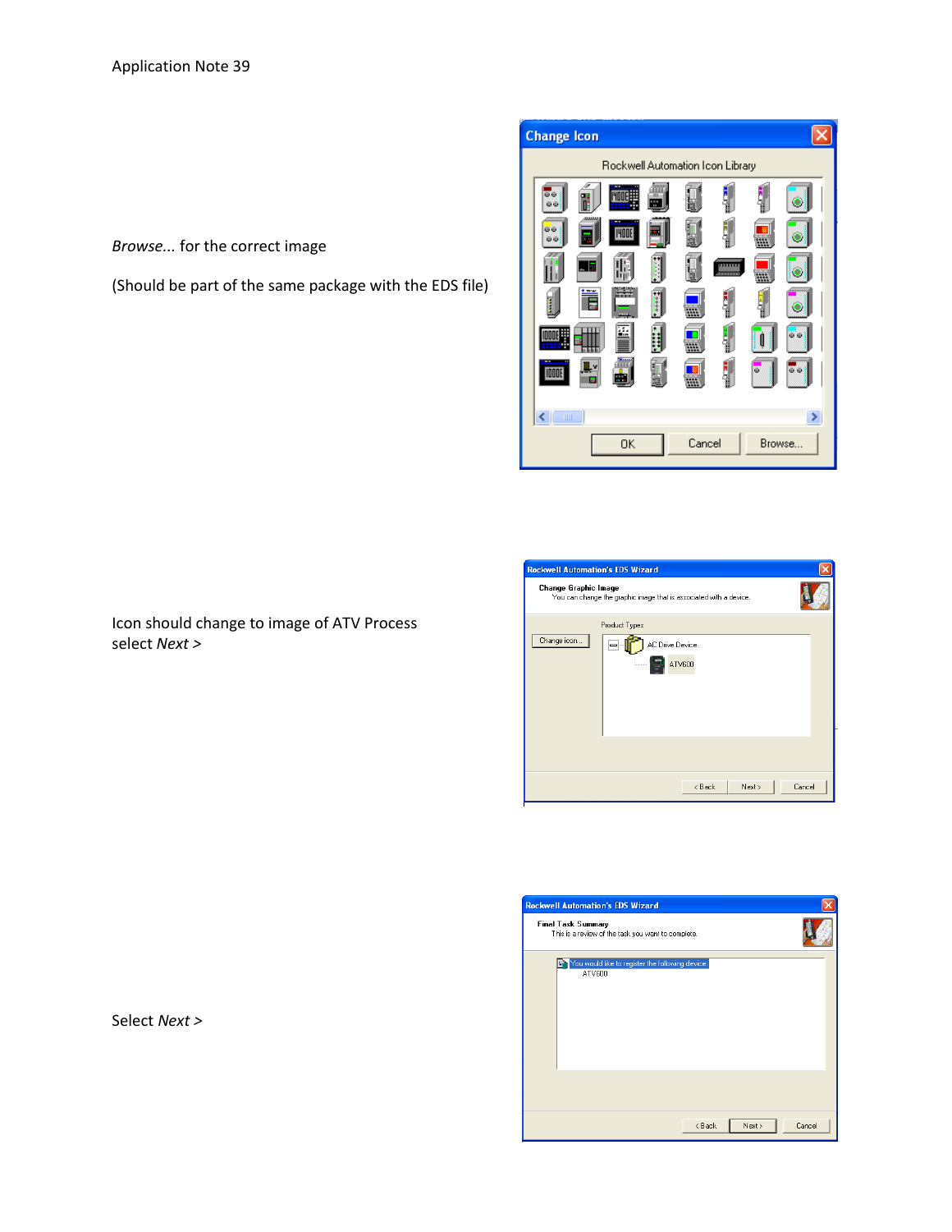*Browse...* for the correct image

(Should be part of the same package with the EDS file)

Icon should change to image of ATV Process select *Next >*

Select *Next >*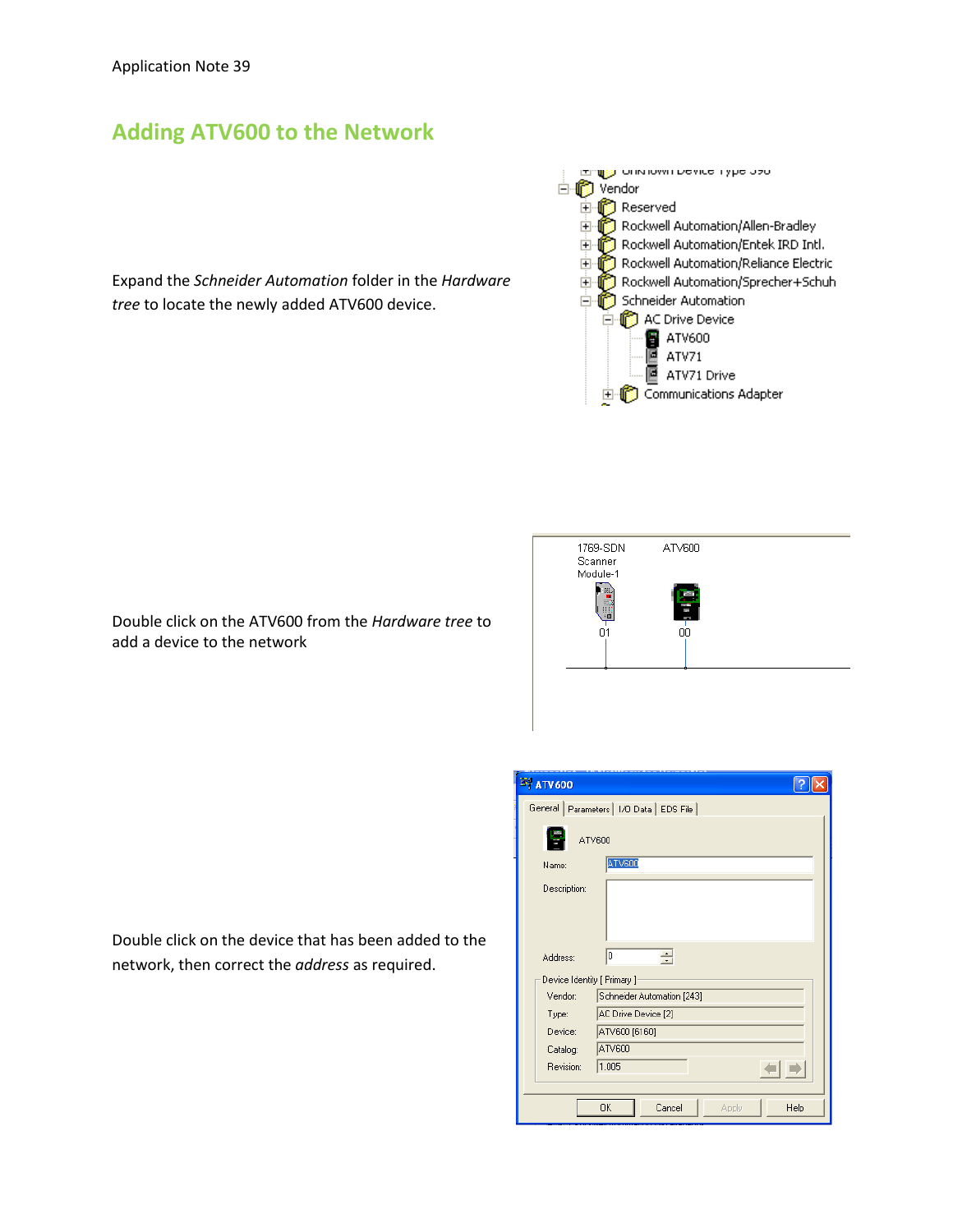## Adding ATV600 to the Network

Expand the *Schneider Automation* folder in the *Hardware tree* to locate the newly added ATV600 device.

Double click on the ATV600 from the *Hardware tree* to add a device to the network

Double click on the device that has been added to the network, then correct the *address* as required.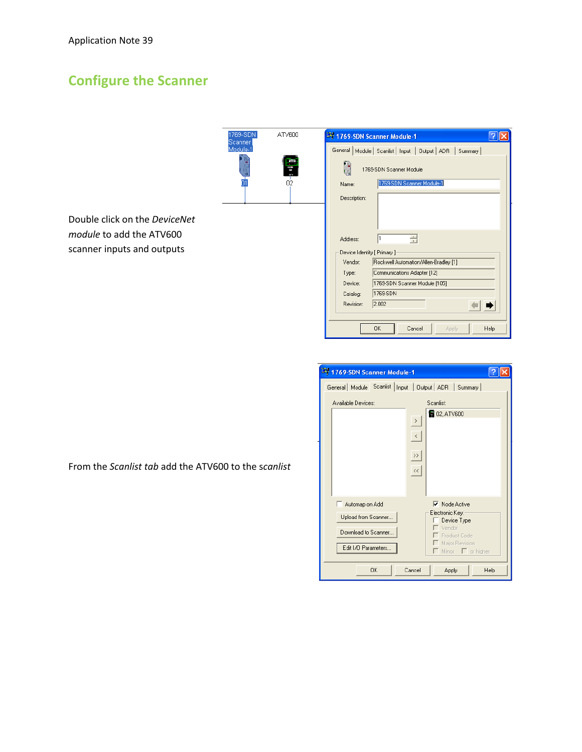## Configure the Scanner

Double click on the *DeviceNet module* to add the ATV600 scanner inputs and outputs

From the *Scanlist tab* add the ATV600 to the *scanlist*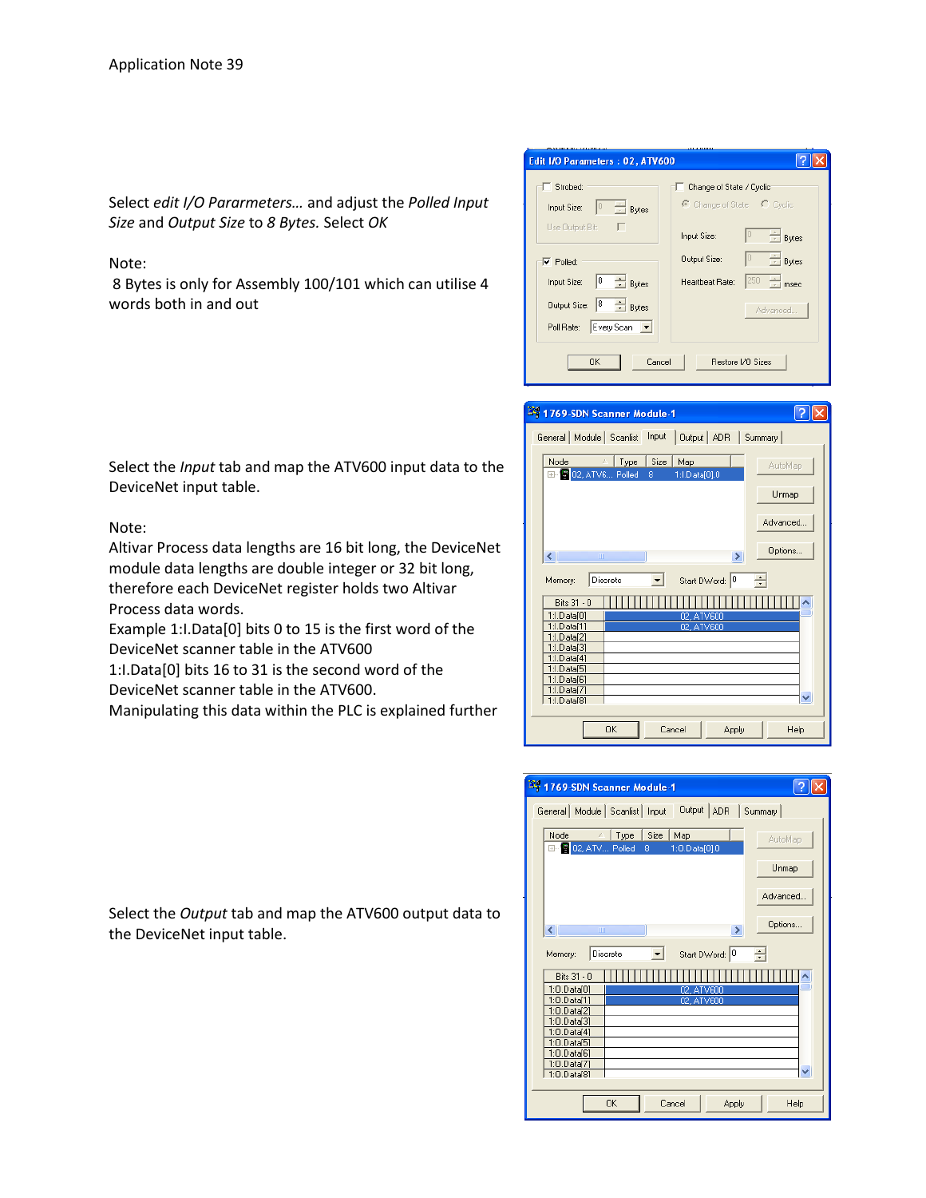Select *edit I/O Pararmeters…* and adjust the *Polled Input Size* and *Output Size* to *8 Bytes.* Select *OK*

Note:
8 Bytes is only for Assembly 100/101 which can utilise 4 words both in and out

Select the *Input* tab and map the ATV600 input data to the DeviceNet input table.

Note:
Altivar Process data lengths are 16 bit long, the DeviceNet module data lengths are double integer or 32 bit long, therefore each DeviceNet register holds two Altivar Process data words.
Example 1:I.Data[0] bits 0 to 15 is the first word of the DeviceNet scanner table in the ATV600
1:I.Data[0] bits 16 to 31 is the second word of the DeviceNet scanner table in the ATV600.
Manipulating this data within the PLC is explained further

Select the *Output* tab and map the ATV600 output data to the DeviceNet input table.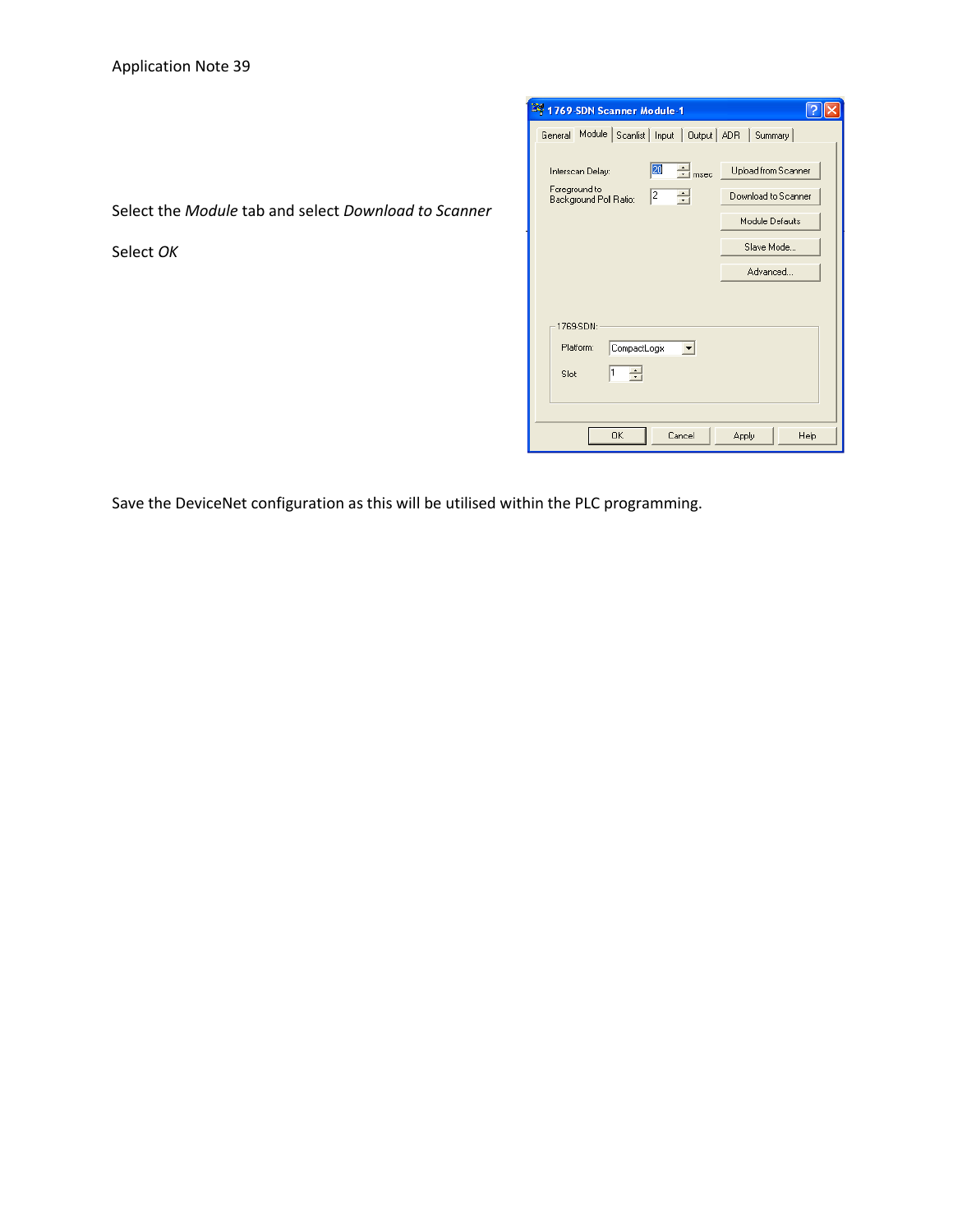Select the *Module* tab and select *Download to Scanner*

Select *OK*

Save the DeviceNet configuration as this will be utilised within the PLC programming.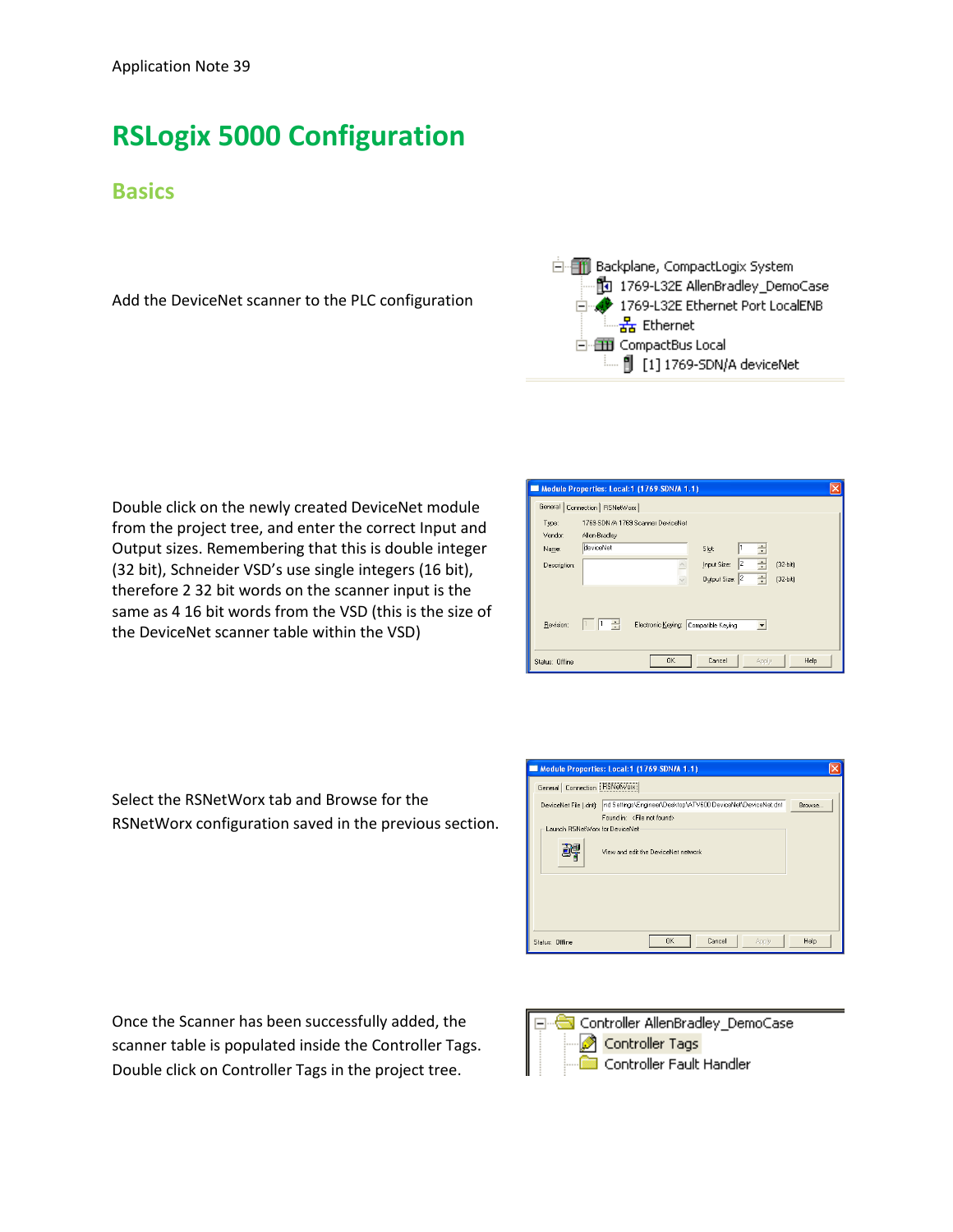# RSLogix 5000 Configuration

## Basics

Add the DeviceNet scanner to the PLC configuration

Double click on the newly created DeviceNet module from the project tree, and enter the correct Input and Output sizes. Remembering that this is double integer (32 bit), Schneider VSD's use single integers (16 bit), therefore 2 32 bit words on the scanner input is the same as 4 16 bit words from the VSD (this is the size of the DeviceNet scanner table within the VSD)

Select the RSNetWorx tab and Browse for the RSNetWorx configuration saved in the previous section.

Once the Scanner has been successfully added, the scanner table is populated inside the Controller Tags. Double click on Controller Tags in the project tree.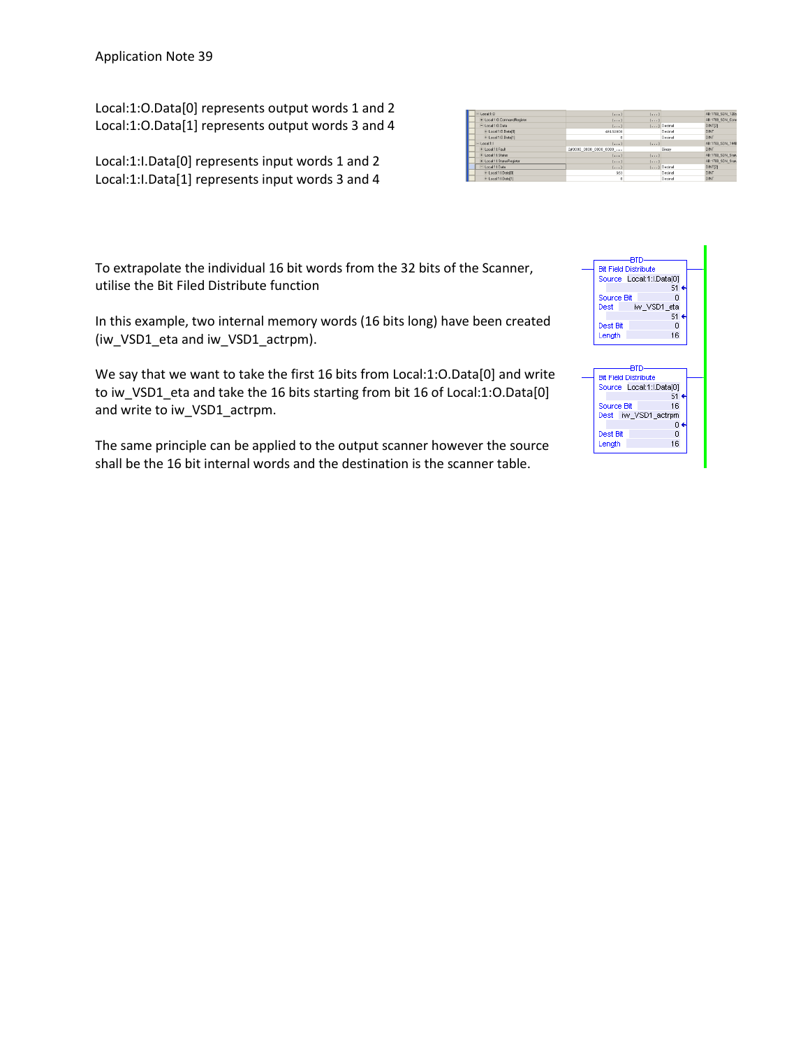Local:1:O.Data[0] represents output words 1 and 2
Local:1:O.Data[1] represents output words 3 and 4

Local:1:I.Data[0] represents input words 1 and 2
Local:1:I.Data[1] represents input words 3 and 4

To extrapolate the individual 16 bit words from the 32 bits of the Scanner, utilise the Bit Filed Distribute function

In this example, two internal memory words (16 bits long) have been created (iw_VSD1_eta and iw_VSD1_actrpm).

We say that we want to take the first 16 bits from Local:1:O.Data[0] and write to iw_VSD1_eta and take the 16 bits starting from bit 16 of Local:1:O.Data[0] and write to iw_VSD1_actrpm.

The same principle can be applied to the output scanner however the source shall be the 16 bit internal words and the destination is the scanner table.

| BTD | Bit Field Distribute |
|---|---|
| Source | Local:1:I.Data[0] 51 |
| Source Bit | 0 |
| Dest | iw_VSD1_eta 51 |
| Dest Bit | 0 |
| Length | 16 |

| BTD | Bit Field Distribute |
|---|---|
| Source | Local:1:I.Data[0] 51 |
| Source Bit | 16 |
| Dest | iw_VSD1_actrpm 0 |
| Dest Bit | 0 |
| Length | 16 |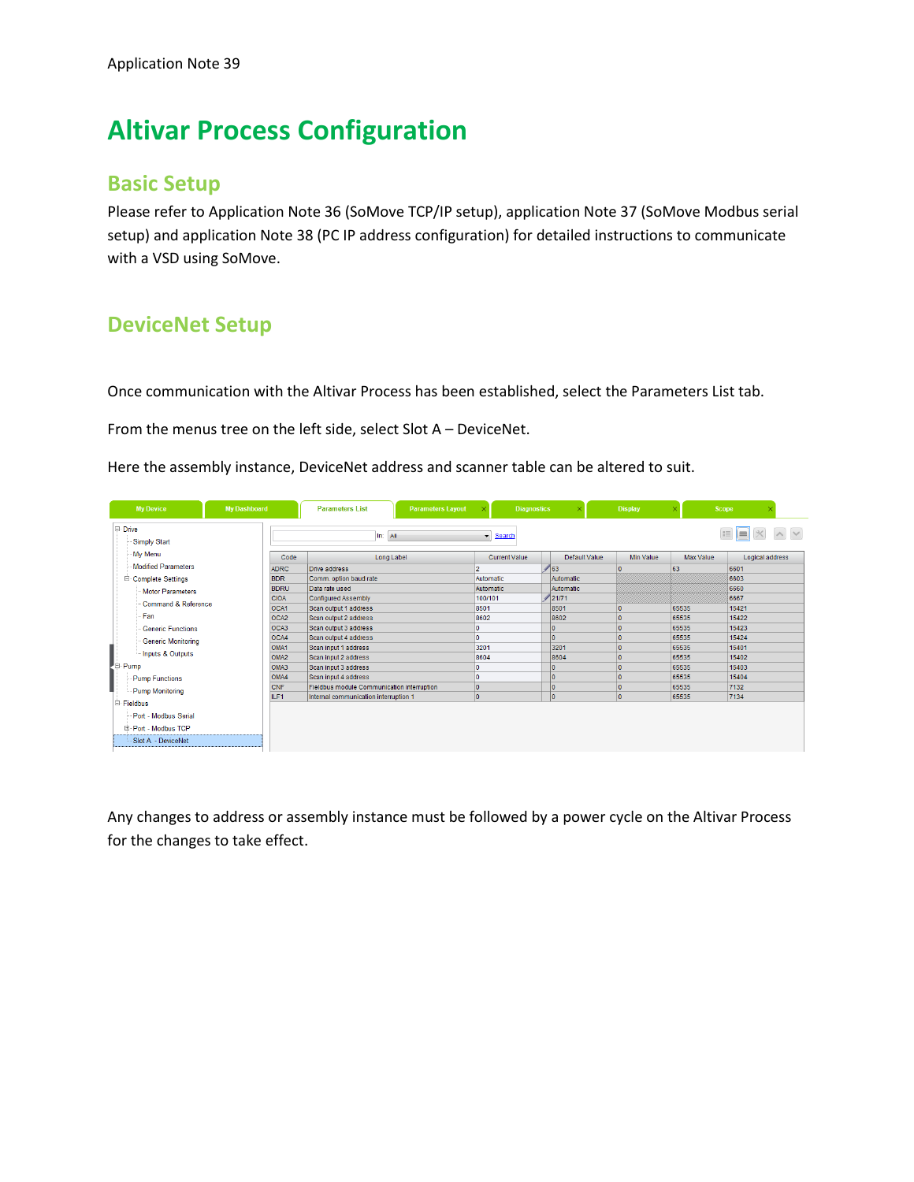# Altivar Process Configuration

## Basic Setup

Please refer to Application Note 36 (SoMove TCP/IP setup), application Note 37 (SoMove Modbus serial setup) and application Note 38 (PC IP address configuration) for detailed instructions to communicate with a VSD using SoMove.

## DeviceNet Setup

Once communication with the Altivar Process has been established, select the Parameters List tab.

From the menus tree on the left side, select Slot A – DeviceNet.

Here the assembly instance, DeviceNet address and scanner table can be altered to suit.

| Code | Long Label | Current Value | Default Value | Min Value | Max Value | Logical address |
|---|---|---|---|---|---|---|
| ADRC | Drive address | 2 | 63 | 0 | 63 | 6601 |
| BDR | Comm. option baud rate | Automatic | Automatic | | | 6603 |
| BDRU | Data rate used | Automatic | Automatic | | | 6660 |
| CIOA | Configured Assembly | 100/101 | 21/71 | | | 6667 |
| OCA1 | Scan output 1 address | 8501 | 8501 | 0 | 65535 | 15421 |
| OCA2 | Scan output 2 address | 8602 | 8602 | 0 | 65535 | 15422 |
| OCA3 | Scan output 3 address | 0 | 0 | 0 | 65535 | 15423 |
| OCA4 | Scan output 4 address | 0 | 0 | 0 | 65535 | 15424 |
| OMA1 | Scan input 1 address | 3201 | 3201 | 0 | 65535 | 15401 |
| OMA2 | Scan input 2 address | 8604 | 8604 | 0 | 65535 | 15402 |
| OMA3 | Scan input 3 address | 0 | 0 | 0 | 65535 | 15403 |
| OMA4 | Scan input 4 address | 0 | 0 | 0 | 65535 | 15404 |
| CNF | Fieldbus module Communication interruption | 0 | 0 | 0 | 65535 | 7132 |
| ILF1 | Internal communication interruption 1 | 0 | 0 | 0 | 65535 | 7134 |

Any changes to address or assembly instance must be followed by a power cycle on the Altivar Process for the changes to take effect.